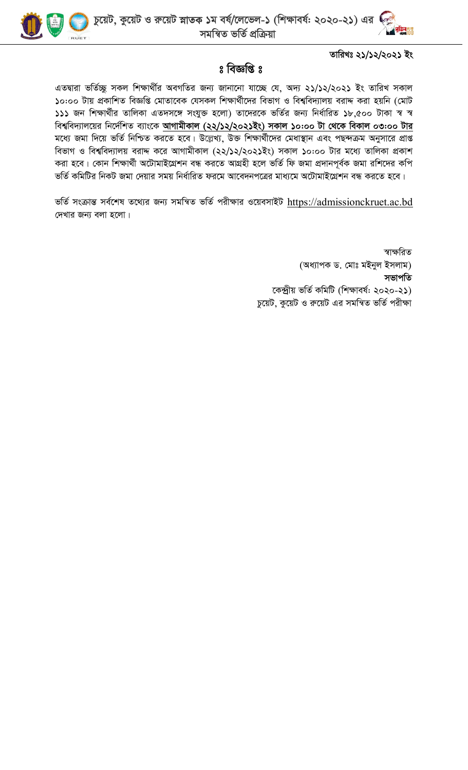# চুয়েট, কুয়েট ও রুয়েট স্নাতক ১ম বর্ষ/লেভেল-১ (শিক্ষাবর্ষঃ ২০২০-২১) এর সমন্বিত ভর্তি প্রক্রিয়া

**তারিখঃ ২১/১২/২০২১ ইং**

## ঃ বিজ্ঞপ্তি ঃ

এতদ্বারা ভর্তিচ্ছু সকল শিক্ষার্থীর অবগতির জন্য জানানো যাচ্ছে যে, অদ্য ২১/১২/২০২১ ইং তারিখ সকাল ১০:০০ টায় প্রকাশিত বিজ্ঞপ্তি মোতাবেক যেসকল শিক্ষার্থীদের বিভাগ ও বিশ্ববিদ্যালয় বরাদ্দ করা হয়নি (মোট ১১১ জন শিক্ষার্থীর তালিকা এতদসঙ্গে সংযুক্ত হলো) তাদেরকে ভর্তির জন্য নির্ধারিত ১৮,৫০০ টাকা স্ব স্ব বিশ্ববিদ্যালয়ের নির্দেশিত ব্যাংকে **আগামীকাল (২২/১২/২০২১ইং) সকাল ১০:০০ টা থেকে বিকাল ০৩:০০ টার** মধ্যে জমা দিয়ে ভর্তি নিশ্চিত করতে হবে। উল্লেখ্য, উক্ত শিক্ষার্থীদের মেধাস্থান এবং পছন্দক্রম অনুসারে প্রাপ্ত বিভাগ ও বিশ্ববিদ্যালয় বরাদ্দ করে আগামীকাল (২২/১২/২০২১ইং) সকাল ১০:০০ টার মধ্যে তালিকা প্রকাশ করা হবে। কোন শিক্ষার্থী অটোমাইগ্রেশন বন্ধ করতে আগ্রহী হলে ভর্তি ফি জমা প্রদানপূর্বক জমা রশিদের কপি ভর্তি কমিটির নিকট জমা দেয়ার সময় নির্ধারিত ফরমে আবেদনপত্রের মাধ্যমে অটোমাইগ্রেশন বন্ধ করতে হবে।

ভর্তি সংক্রান্ত সর্বশেষ তথ্যের জন্য সমন্বিত ভর্তি পরীক্ষার ওয়েবসাইট https://admissionckruet.ac.bd দেখার জন্য বলা হলো।

স্বাক্ষরিত
(অধ্যাপক ড. মোঃ মইনুল ইসলাম)
**সভাপতি**
কেন্দ্রীয় ভর্তি কমিটি (শিক্ষাবর্ষঃ ২০২০-২১)
চুয়েট, কুয়েট ও রুয়েট এর সমন্বিত ভর্তি পরীক্ষা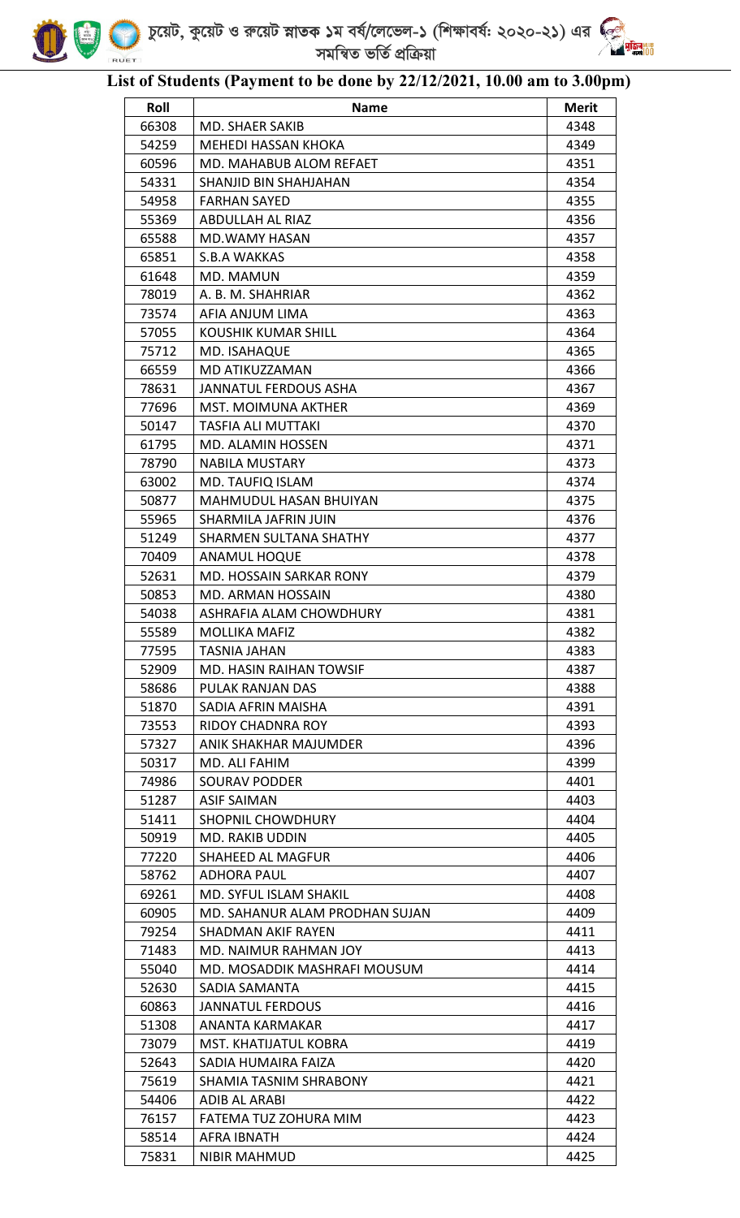চুয়েট, কুয়েট ও রুয়েট স্নাতক ১ম বর্ষ/লেভেল-১ (শিক্ষাবর্ষ: ২০২০-২১) এর সমন্বিত ভর্তি প্রক্রিয়া

## List of Students (Payment to be done by 22/12/2021, 10.00 am to 3.00pm)

| Roll | Name | Merit |
|---|---|---|
| 66308 | MD. SHAER SAKIB | 4348 |
| 54259 | MEHEDI HASSAN KHOKA | 4349 |
| 60596 | MD. MAHABUB ALOM REFAET | 4351 |
| 54331 | SHANJID BIN SHAHJAHAN | 4354 |
| 54958 | FARHAN SAYED | 4355 |
| 55369 | ABDULLAH AL RIAZ | 4356 |
| 65588 | MD.WAMY HASAN | 4357 |
| 65851 | S.B.A WAKKAS | 4358 |
| 61648 | MD. MAMUN | 4359 |
| 78019 | A. B. M. SHAHRIAR | 4362 |
| 73574 | AFIA ANJUM LIMA | 4363 |
| 57055 | KOUSHIK KUMAR SHILL | 4364 |
| 75712 | MD. ISAHAQUE | 4365 |
| 66559 | MD ATIKUZZAMAN | 4366 |
| 78631 | JANNATUL FERDOUS ASHA | 4367 |
| 77696 | MST. MOIMUNA AKTHER | 4369 |
| 50147 | TASFIA ALI MUTTAKI | 4370 |
| 61795 | MD. ALAMIN HOSSEN | 4371 |
| 78790 | NABILA MUSTARY | 4373 |
| 63002 | MD. TAUFIQ ISLAM | 4374 |
| 50877 | MAHMUDUL HASAN BHUIYAN | 4375 |
| 55965 | SHARMILA JAFRIN JUIN | 4376 |
| 51249 | SHARMEN SULTANA SHATHY | 4377 |
| 70409 | ANAMUL HOQUE | 4378 |
| 52631 | MD. HOSSAIN SARKAR RONY | 4379 |
| 50853 | MD. ARMAN HOSSAIN | 4380 |
| 54038 | ASHRAFIA ALAM CHOWDHURY | 4381 |
| 55589 | MOLLIKA MAFIZ | 4382 |
| 77595 | TASNIA JAHAN | 4383 |
| 52909 | MD. HASIN RAIHAN TOWSIF | 4387 |
| 58686 | PULAK RANJAN DAS | 4388 |
| 51870 | SADIA AFRIN MAISHA | 4391 |
| 73553 | RIDOY CHADNRA ROY | 4393 |
| 57327 | ANIK SHAKHAR MAJUMDER | 4396 |
| 50317 | MD. ALI FAHIM | 4399 |
| 74986 | SOURAV PODDER | 4401 |
| 51287 | ASIF SAIMAN | 4403 |
| 51411 | SHOPNIL CHOWDHURY | 4404 |
| 50919 | MD. RAKIB UDDIN | 4405 |
| 77220 | SHAHEED AL MAGFUR | 4406 |
| 58762 | ADHORA PAUL | 4407 |
| 69261 | MD. SYFUL ISLAM SHAKIL | 4408 |
| 60905 | MD. SAHANUR ALAM PRODHAN SUJAN | 4409 |
| 79254 | SHADMAN AKIF RAYEN | 4411 |
| 71483 | MD. NAIMUR RAHMAN JOY | 4413 |
| 55040 | MD. MOSADDIK MASHRAFI MOUSUM | 4414 |
| 52630 | SADIA SAMANTA | 4415 |
| 60863 | JANNATUL FERDOUS | 4416 |
| 51308 | ANANTA KARMAKAR | 4417 |
| 73079 | MST. KHATIJATUL KOBRA | 4419 |
| 52643 | SADIA HUMAIRA FAIZA | 4420 |
| 75619 | SHAMIA TASNIM SHRABONY | 4421 |
| 54406 | ADIB AL ARABI | 4422 |
| 76157 | FATEMA TUZ ZOHURA MIM | 4423 |
| 58514 | AFRA IBNATH | 4424 |
| 75831 | NIBIR MAHMUD | 4425 |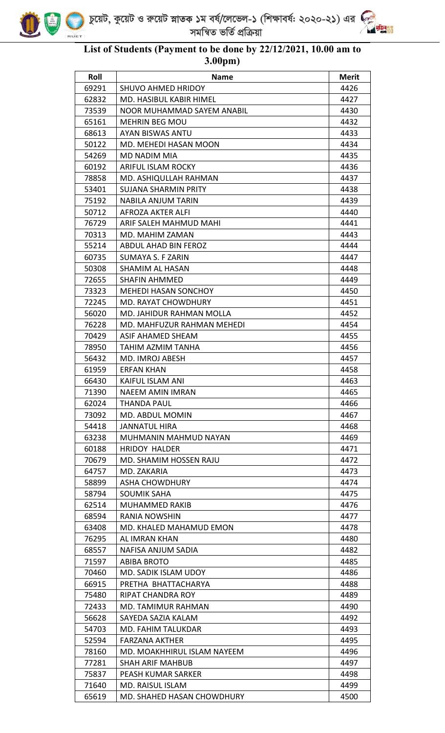চুয়েট, কুয়েট ও রুয়েট স্নাতক ১ম বর্ষ/লেভেল-১ (শিক্ষাবর্ষ: ২০২০-২১) এর সমন্বিত ভর্তি প্রক্রিয়া

## List of Students (Payment to be done by 22/12/2021, 10.00 am to 3.00pm)

| Roll | Name | Merit |
|---|---|---|
| 69291 | SHUVO AHMED HRIDOY | 4426 |
| 62832 | MD. HASIBUL KABIR HIMEL | 4427 |
| 73539 | NOOR MUHAMMAD SAYEM ANABIL | 4430 |
| 65161 | MEHRIN BEG MOU | 4432 |
| 68613 | AYAN BISWAS ANTU | 4433 |
| 50122 | MD. MEHEDI HASAN MOON | 4434 |
| 54269 | MD NADIM MIA | 4435 |
| 60192 | ARIFUL ISLAM ROCKY | 4436 |
| 78858 | MD. ASHIQULLAH RAHMAN | 4437 |
| 53401 | SUJANA SHARMIN PRITY | 4438 |
| 75192 | NABILA ANJUM TARIN | 4439 |
| 50712 | AFROZA AKTER ALFI | 4440 |
| 76729 | ARIF SALEH MAHMUD MAHI | 4441 |
| 70313 | MD. MAHIM ZAMAN | 4443 |
| 55214 | ABDUL AHAD BIN FEROZ | 4444 |
| 60735 | SUMAYA S. F ZARIN | 4447 |
| 50308 | SHAMIM AL HASAN | 4448 |
| 72655 | SHAFIN AHMMED | 4449 |
| 73323 | MEHEDI HASAN SONCHOY | 4450 |
| 72245 | MD. RAYAT CHOWDHURY | 4451 |
| 56020 | MD. JAHIDUR RAHMAN MOLLA | 4452 |
| 76228 | MD. MAHFUZUR RAHMAN MEHEDI | 4454 |
| 70429 | ASIF AHAMED SHEAM | 4455 |
| 78950 | TAHIM AZMIM TANHA | 4456 |
| 56432 | MD. IMROJ ABESH | 4457 |
| 61959 | ERFAN KHAN | 4458 |
| 66430 | KAIFUL ISLAM ANI | 4463 |
| 71390 | NAEEM AMIN IMRAN | 4465 |
| 62024 | THANDA PAUL | 4466 |
| 73092 | MD. ABDUL MOMIN | 4467 |
| 54418 | JANNATUL HIRA | 4468 |
| 63238 | MUHMANIN MAHMUD NAYAN | 4469 |
| 60188 | HRIDOY HALDER | 4471 |
| 70679 | MD. SHAMIM HOSSEN RAJU | 4472 |
| 64757 | MD. ZAKARIA | 4473 |
| 58899 | ASHA CHOWDHURY | 4474 |
| 58794 | SOUMIK SAHA | 4475 |
| 62514 | MUHAMMED RAKIB | 4476 |
| 68594 | RANIA NOWSHIN | 4477 |
| 63408 | MD. KHALED MAHAMUD EMON | 4478 |
| 76295 | AL IMRAN KHAN | 4480 |
| 68557 | NAFISA ANJUM SADIA | 4482 |
| 71597 | ABIBA BROTO | 4485 |
| 70460 | MD. SADIK ISLAM UDOY | 4486 |
| 66915 | PRETHA BHATTACHARYA | 4488 |
| 75480 | RIPAT CHANDRA ROY | 4489 |
| 72433 | MD. TAMIMUR RAHMAN | 4490 |
| 56628 | SAYEDA SAZIA KALAM | 4492 |
| 54703 | MD. FAHIM TALUKDAR | 4493 |
| 52594 | FARZANA AKTHER | 4495 |
| 78160 | MD. MOAKHHIRUL ISLAM NAYEEM | 4496 |
| 77281 | SHAH ARIF MAHBUB | 4497 |
| 75837 | PEASH KUMAR SARKER | 4498 |
| 71640 | MD. RAISUL ISLAM | 4499 |
| 65619 | MD. SHAHED HASAN CHOWDHURY | 4500 |